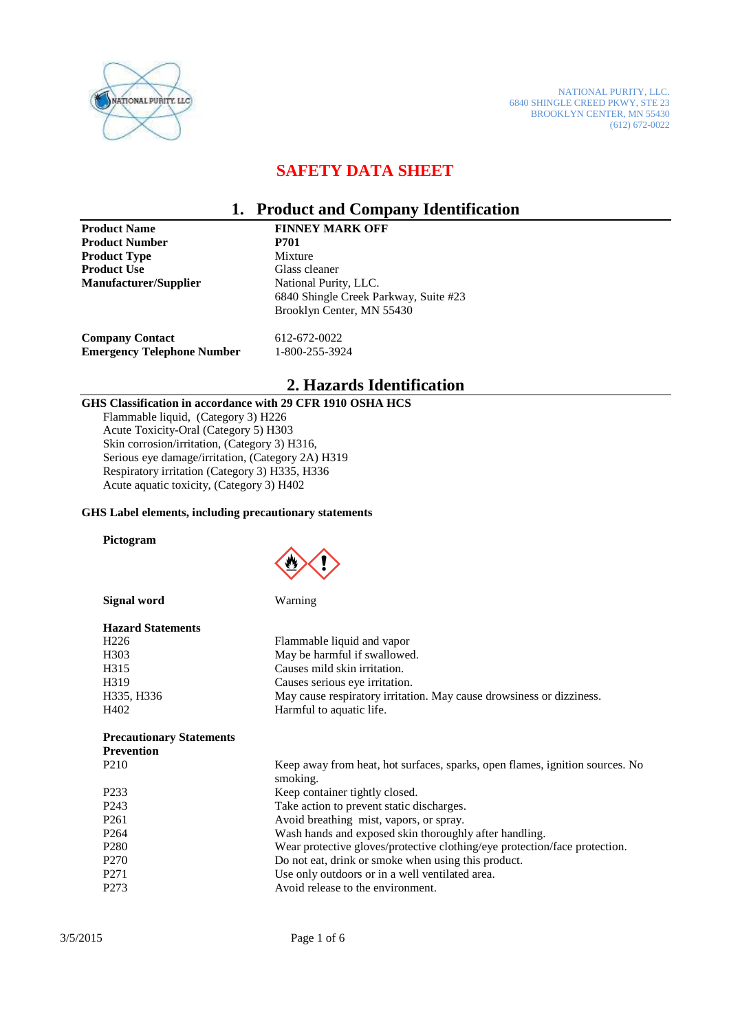NATIONAL PURITY, LLC.
6840 SHINGLE CREED PKWY, STE 23
BROOKLYN CENTER, MN 55430
(612) 672-0022

# SAFETY DATA SHEET

## 1. Product and Company Identification

| | |
|---|---|
| **Product Name** | **FINNEY MARK OFF** |
| **Product Number** | **P701** |
| **Product Type** | Mixture |
| **Product Use** | Glass cleaner |
| **Manufacturer/Supplier** | National Purity, LLC.<br>6840 Shingle Creek Parkway, Suite #23<br>Brooklyn Center, MN 55430 |
| **Company Contact** | 612-672-0022 |
| **Emergency Telephone Number** | 1-800-255-3924 |

## 2. Hazards Identification

**GHS Classification in accordance with 29 CFR 1910 OSHA HCS**

Flammable liquid, (Category 3) H226
Acute Toxicity-Oral (Category 5) H303
Skin corrosion/irritation, (Category 3) H316,
Serious eye damage/irritation, (Category 2A) H319
Respiratory irritation (Category 3) H335, H336
Acute aquatic toxicity, (Category 3) H402

**GHS Label elements, including precautionary statements**

**Pictogram**

**Signal word** Warning

**Hazard Statements**

| | |
|---|---|
| H226 | Flammable liquid and vapor |
| H303 | May be harmful if swallowed. |
| H315 | Causes mild skin irritation. |
| H319 | Causes serious eye irritation. |
| H335, H336 | May cause respiratory irritation. May cause drowsiness or dizziness. |
| H402 | Harmful to aquatic life. |

**Precautionary Statements**
**Prevention**

| | |
|---|---|
| P210 | Keep away from heat, hot surfaces, sparks, open flames, ignition sources. No smoking. |
| P233 | Keep container tightly closed. |
| P243 | Take action to prevent static discharges. |
| P261 | Avoid breathing mist, vapors, or spray. |
| P264 | Wash hands and exposed skin thoroughly after handling. |
| P280 | Wear protective gloves/protective clothing/eye protection/face protection. |
| P270 | Do not eat, drink or smoke when using this product. |
| P271 | Use only outdoors or in a well ventilated area. |
| P273 | Avoid release to the environment. |

3/5/2015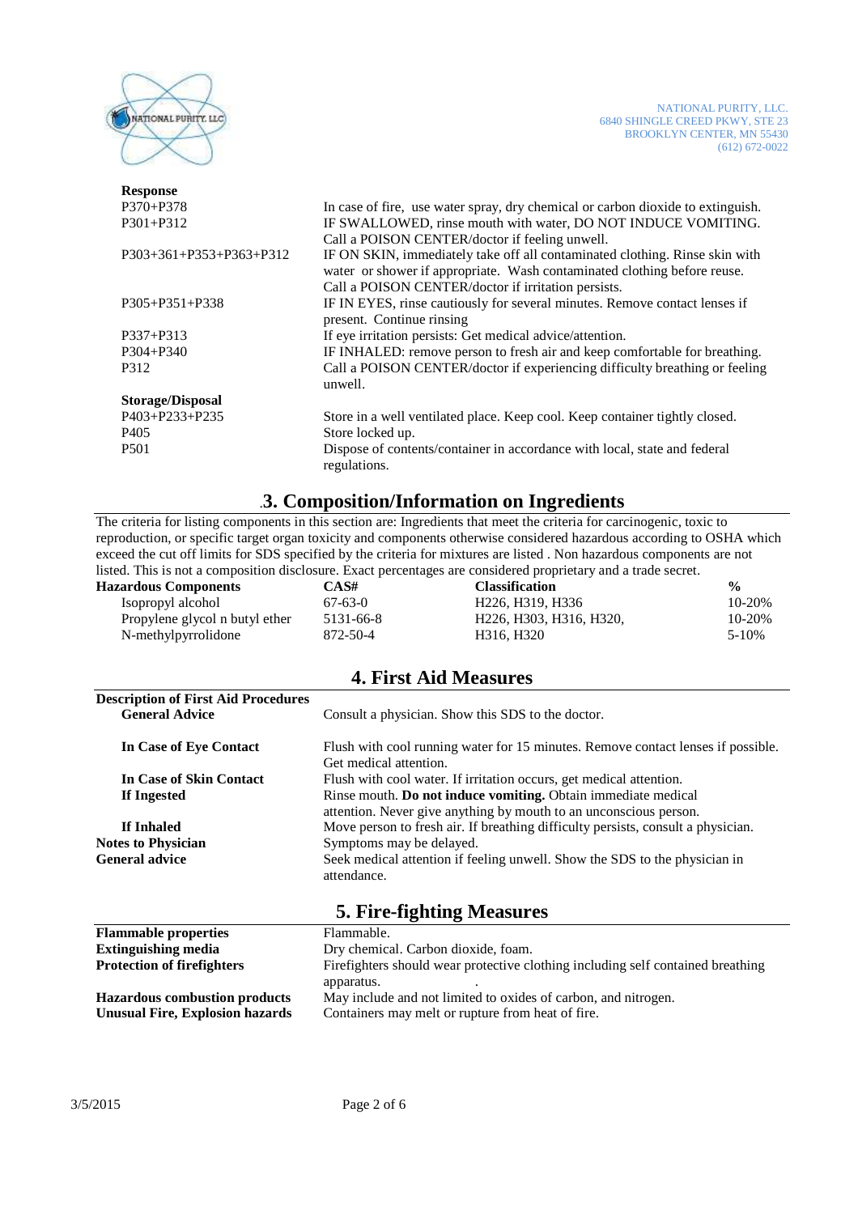**Response**

| | |
|---|---|
| P370+P378 | In case of fire, use water spray, dry chemical or carbon dioxide to extinguish. |
| P301+P312 | IF SWALLOWED, rinse mouth with water, DO NOT INDUCE VOMITING. Call a POISON CENTER/doctor if feeling unwell. |
| P303+361+P353+P363+P312 | IF ON SKIN, immediately take off all contaminated clothing. Rinse skin with water or shower if appropriate. Wash contaminated clothing before reuse. Call a POISON CENTER/doctor if irritation persists. |
| P305+P351+P338 | IF IN EYES, rinse cautiously for several minutes. Remove contact lenses if present. Continue rinsing |
| P337+P313 | If eye irritation persists: Get medical advice/attention. |
| P304+P340 | IF INHALED: remove person to fresh air and keep comfortable for breathing. |
| P312 | Call a POISON CENTER/doctor if experiencing difficulty breathing or feeling unwell. |

**Storage/Disposal**

| | |
|---|---|
| P403+P233+P235 | Store in a well ventilated place. Keep cool. Keep container tightly closed. |
| P405 | Store locked up. |
| P501 | Dispose of contents/container in accordance with local, state and federal regulations. |

## 3. Composition/Information on Ingredients

The criteria for listing components in this section are: Ingredients that meet the criteria for carcinogenic, toxic to reproduction, or specific target organ toxicity and components otherwise considered hazardous according to OSHA which exceed the cut off limits for SDS specified by the criteria for mixtures are listed . Non hazardous components are not listed. This is not a composition disclosure. Exact percentages are considered proprietary and a trade secret.

| Hazardous Components | CAS# | Classification | % |
|---|---|---|---|
| Isopropyl alcohol | 67-63-0 | H226, H319, H336 | 10-20% |
| Propylene glycol n butyl ether | 5131-66-8 | H226, H303, H316, H320, | 10-20% |
| N-methylpyrrolidone | 872-50-4 | H316, H320 | 5-10% |

## 4. First Aid Measures

**Description of First Aid Procedures**

| | |
|---|---|
| **General Advice** | Consult a physician. Show this SDS to the doctor. |
| **In Case of Eye Contact** | Flush with cool running water for 15 minutes. Remove contact lenses if possible. Get medical attention. |
| **In Case of Skin Contact** | Flush with cool water. If irritation occurs, get medical attention. |
| **If Ingested** | Rinse mouth. **Do not induce vomiting.** Obtain immediate medical attention. Never give anything by mouth to an unconscious person. |
| **If Inhaled** | Move person to fresh air. If breathing difficulty persists, consult a physician. |
| **Notes to Physician** | Symptoms may be delayed. |
| **General advice** | Seek medical attention if feeling unwell. Show the SDS to the physician in attendance. |

## 5. Fire-fighting Measures

| | |
|---|---|
| **Flammable properties** | Flammable. |
| **Extinguishing media** | Dry chemical. Carbon dioxide, foam. |
| **Protection of firefighters** | Firefighters should wear protective clothing including self contained breathing apparatus. |
| **Hazardous combustion products** | May include and not limited to oxides of carbon, and nitrogen. |
| **Unusual Fire, Explosion hazards** | Containers may melt or rupture from heat of fire. |

3/5/2015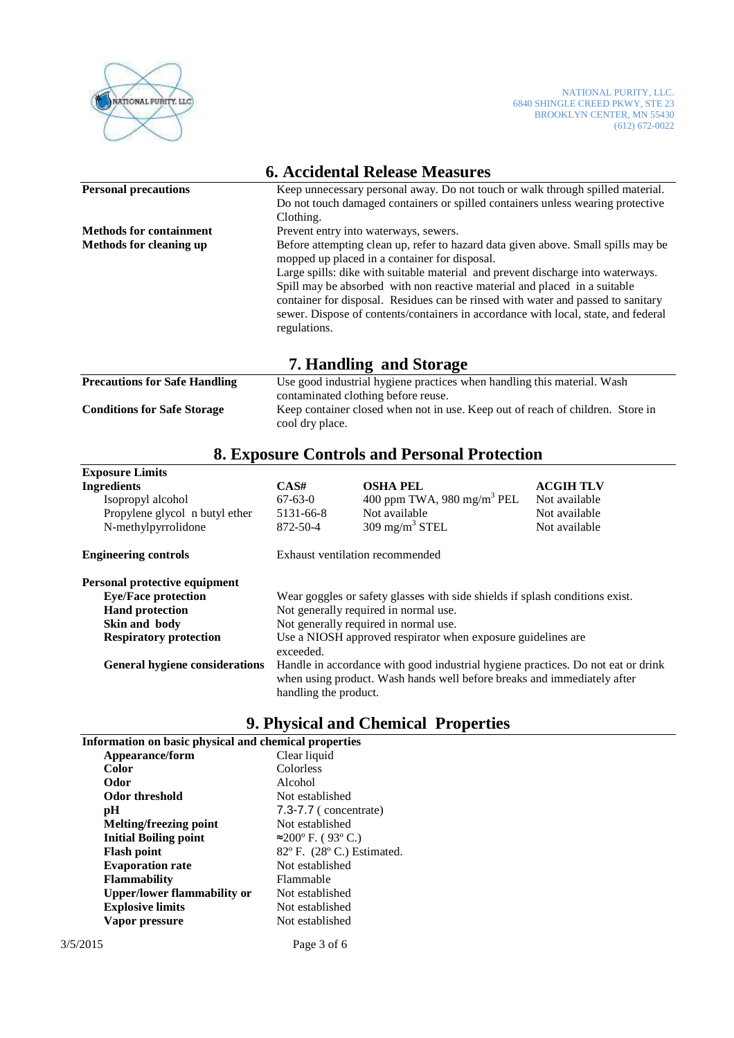## 6. Accidental Release Measures

| | |
|---|---|
| **Personal precautions** | Keep unnecessary personal away. Do not touch or walk through spilled material. Do not touch damaged containers or spilled containers unless wearing protective Clothing. |
| **Methods for containment** | Prevent entry into waterways, sewers. |
| **Methods for cleaning up** | Before attempting clean up, refer to hazard data given above. Small spills may be mopped up placed in a container for disposal. Large spills: dike with suitable material and prevent discharge into waterways. Spill may be absorbed with non reactive material and placed in a suitable container for disposal. Residues can be rinsed with water and passed to sanitary sewer. Dispose of contents/containers in accordance with local, state, and federal regulations. |

## 7. Handling and Storage

| | |
|---|---|
| **Precautions for Safe Handling** | Use good industrial hygiene practices when handling this material. Wash contaminated clothing before reuse. |
| **Conditions for Safe Storage** | Keep container closed when not in use. Keep out of reach of children. Store in cool dry place. |

## 8. Exposure Controls and Personal Protection

**Exposure Limits**

| Ingredients | CAS# | OSHA PEL | ACGIH TLV |
|---|---|---|---|
| Isopropyl alcohol | 67-63-0 | 400 ppm TWA, 980 mg/m$^3$ PEL | Not available |
| Propylene glycol n butyl ether | 5131-66-8 | Not available | Not available |
| N-methylpyrrolidone | 872-50-4 | 309 mg/m$^3$ STEL | Not available |

**Engineering controls** — Exhaust ventilation recommended

**Personal protective equipment**

| | |
|---|---|
| **Eye/Face protection** | Wear goggles or safety glasses with side shields if splash conditions exist. |
| **Hand protection** | Not generally required in normal use. |
| **Skin and body** | Not generally required in normal use. |
| **Respiratory protection** | Use a NIOSH approved respirator when exposure guidelines are exceeded. |
| **General hygiene considerations** | Handle in accordance with good industrial hygiene practices. Do not eat or drink when using product. Wash hands well before breaks and immediately after handling the product. |

## 9. Physical and Chemical Properties

**Information on basic physical and chemical properties**

| | |
|---|---|
| **Appearance/form** | Clear liquid |
| **Color** | Colorless |
| **Odor** | Alcohol |
| **Odor threshold** | Not established |
| **pH** | 7.3-7.7 ( concentrate) |
| **Melting/freezing point** | Not established |
| **Initial Boiling point** | ≈200º F. ( 93º C.) |
| **Flash point** | 82º F. (28º C.) Estimated. |
| **Evaporation rate** | Not established |
| **Flammability** | Flammable |
| **Upper/lower flammability or** | Not established |
| **Explosive limits** | Not established |
| **Vapor pressure** | Not established |

3/5/2015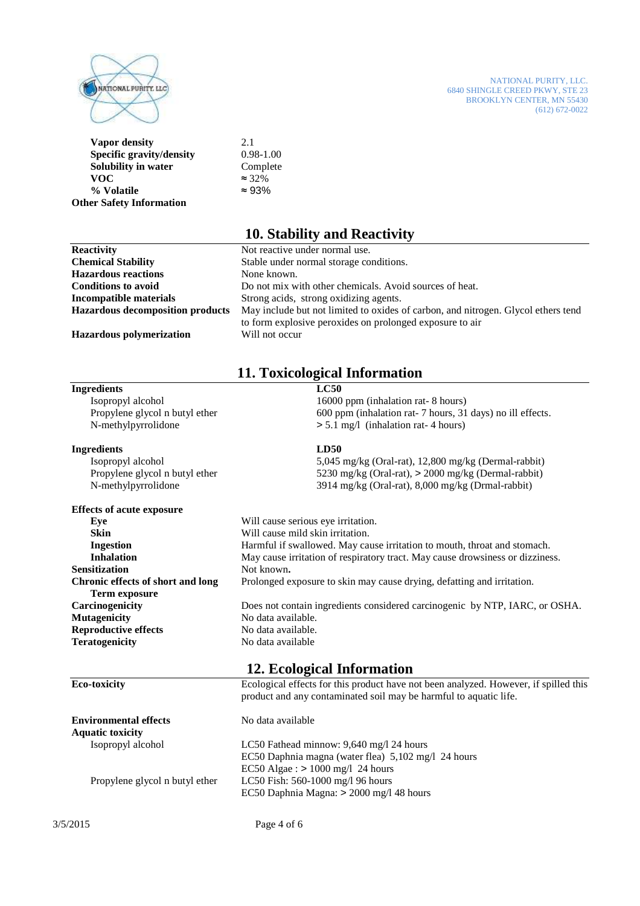| | |
|---|---|
| **Vapor density** | 2.1 |
| **Specific gravity/density** | 0.98-1.00 |
| **Solubility in water** | Complete |
| **VOC** | ≈ 32% |
| **% Volatile** | ≈ 93% |
| **Other Safety Information** | |

## 10. Stability and Reactivity

| | |
|---|---|
| **Reactivity** | Not reactive under normal use. |
| **Chemical Stability** | Stable under normal storage conditions. |
| **Hazardous reactions** | None known. |
| **Conditions to avoid** | Do not mix with other chemicals. Avoid sources of heat. |
| **Incompatible materials** | Strong acids, strong oxidizing agents. |
| **Hazardous decomposition products** | May include but not limited to oxides of carbon, and nitrogen. Glycol ethers tend to form explosive peroxides on prolonged exposure to air |
| **Hazardous polymerization** | Will not occur |

## 11. Toxicological Information

| **Ingredients** | **LC50** |
|---|---|
| Isopropyl alcohol | 16000 ppm (inhalation rat- 8 hours) |
| Propylene glycol n butyl ether | 600 ppm (inhalation rat- 7 hours, 31 days) no ill effects. |
| N-methylpyrrolidone | > 5.1 mg/l (inhalation rat- 4 hours) |

| **Ingredients** | **LD50** |
|---|---|
| Isopropyl alcohol | 5,045 mg/kg (Oral-rat), 12,800 mg/kg (Dermal-rabbit) |
| Propylene glycol n butyl ether | 5230 mg/kg (Oral-rat), > 2000 mg/kg (Dermal-rabbit) |
| N-methylpyrrolidone | 3914 mg/kg (Oral-rat), 8,000 mg/kg (Drmal-rabbit) |

| | |
|---|---|
| **Effects of acute exposure** | |
| **Eye** | Will cause serious eye irritation. |
| **Skin** | Will cause mild skin irritation. |
| **Ingestion** | Harmful if swallowed. May cause irritation to mouth, throat and stomach. |
| **Inhalation** | May cause irritation of respiratory tract. May cause drowsiness or dizziness. |
| **Sensitization** | Not known**.** |
| **Chronic effects of short and long Term exposure** | Prolonged exposure to skin may cause drying, defatting and irritation. |
| **Carcinogenicity** | Does not contain ingredients considered carcinogenic by NTP, IARC, or OSHA. |
| **Mutagenicity** | No data available. |
| **Reproductive effects** | No data available. |
| **Teratogenicity** | No data available |

## 12. Ecological Information

| | |
|---|---|
| **Eco-toxicity** | Ecological effects for this product have not been analyzed. However, if spilled this product and any contaminated soil may be harmful to aquatic life. |
| **Environmental effects** | No data available |
| **Aquatic toxicity** | |
| Isopropyl alcohol | LC50 Fathead minnow: 9,640 mg/l 24 hours<br>EC50 Daphnia magna (water flea) 5,102 mg/l 24 hours<br>EC50 Algae : > 1000 mg/l 24 hours |
| Propylene glycol n butyl ether | LC50 Fish: 560-1000 mg/l 96 hours<br>EC50 Daphnia Magna: > 2000 mg/l 48 hours |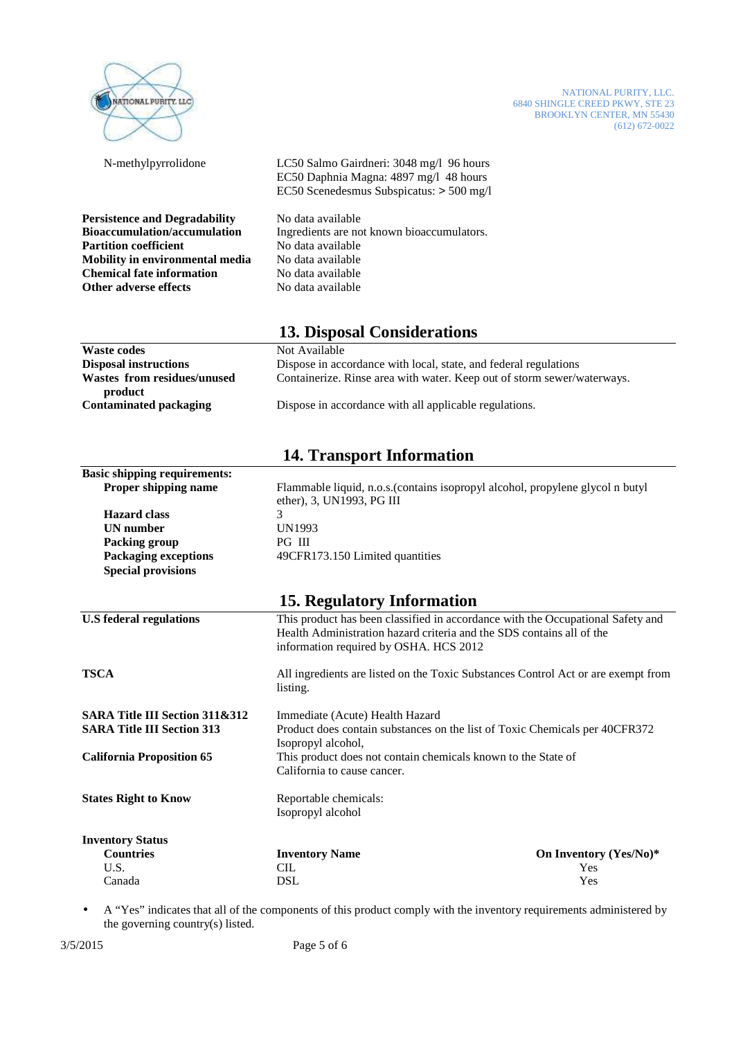NATIONAL PURITY, LLC.
6840 SHINGLE CREED PKWY, STE 23
BROOKLYN CENTER, MN 55430
(612) 672-0022

| | |
|---|---|
| N-methylpyrrolidone | LC50 Salmo Gairdneri: 3048 mg/l 96 hours<br>EC50 Daphnia Magna: 4897 mg/l 48 hours<br>EC50 Scenedesmus Subspicatus: > 500 mg/l |

**Persistence and Degradability** No data available
**Bioaccumulation/accumulation** Ingredients are not known bioaccumulators.
**Partition coefficient** No data available
**Mobility in environmental media** No data available
**Chemical fate information** No data available
**Other adverse effects** No data available

## 13. Disposal Considerations

**Waste codes** Not Available
**Disposal instructions** Dispose in accordance with local, state, and federal regulations
**Wastes from residues/unused product** Containerize. Rinse area with water. Keep out of storm sewer/waterways.
**Contaminated packaging** Dispose in accordance with all applicable regulations.

## 14. Transport Information

**Basic shipping requirements:**

**Proper shipping name** Flammable liquid, n.o.s.(contains isopropyl alcohol, propylene glycol n butyl ether), 3, UN1993, PG III
**Hazard class** 3
**UN number** UN1993
**Packing group** PG III
**Packaging exceptions** 49CFR173.150 Limited quantities
**Special provisions**

## 15. Regulatory Information

**U.S federal regulations** This product has been classified in accordance with the Occupational Safety and Health Administration hazard criteria and the SDS contains all of the information required by OSHA. HCS 2012

**TSCA** All ingredients are listed on the Toxic Substances Control Act or are exempt from listing.

**SARA Title III Section 311&312** Immediate (Acute) Health Hazard
**SARA Title III Section 313** Product does contain substances on the list of Toxic Chemicals per 40CFR372 Isopropyl alcohol,
**California Proposition 65** This product does not contain chemicals known to the State of California to cause cancer.

**States Right to Know** Reportable chemicals:
Isopropyl alcohol

**Inventory Status**

| Countries | Inventory Name | On Inventory (Yes/No)* |
|---|---|---|
| U.S. | CIL | Yes |
| Canada | DSL | Yes |

- A "Yes" indicates that all of the components of this product comply with the inventory requirements administered by the governing country(s) listed.

3/5/2015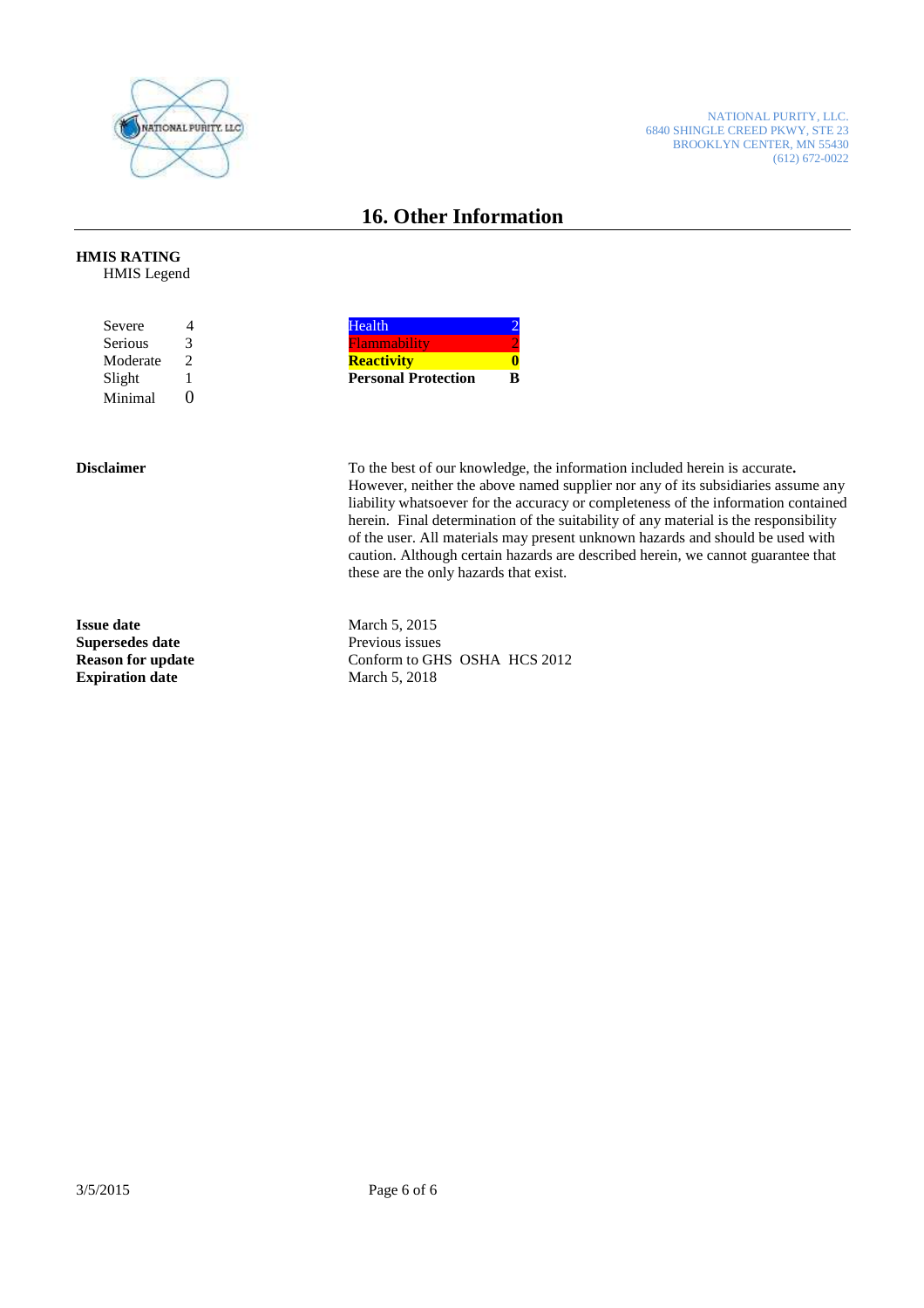NATIONAL PURITY, LLC.
6840 SHINGLE CREED PKWY, STE 23
BROOKLYN CENTER, MN 55430
(612) 672-0022

# 16. Other Information

**HMIS RATING**

HMIS Legend

| | |
|---|---|
| Severe | 4 |
| Serious | 3 |
| Moderate | 2 |
| Slight | 1 |
| Minimal | 0 |

| | |
|---|---|
| Health | 2 |
| Flammability | 2 |
| **Reactivity** | **0** |
| **Personal Protection** | **B** |

**Disclaimer**

To the best of our knowledge, the information included herein is accurate**.** However, neither the above named supplier nor any of its subsidiaries assume any liability whatsoever for the accuracy or completeness of the information contained herein. Final determination of the suitability of any material is the responsibility of the user. All materials may present unknown hazards and should be used with caution. Although certain hazards are described herein, we cannot guarantee that these are the only hazards that exist.

| | |
|---|---|
| **Issue date** | March 5, 2015 |
| **Supersedes date** | Previous issues |
| **Reason for update** | Conform to GHS OSHA HCS 2012 |
| **Expiration date** | March 5, 2018 |